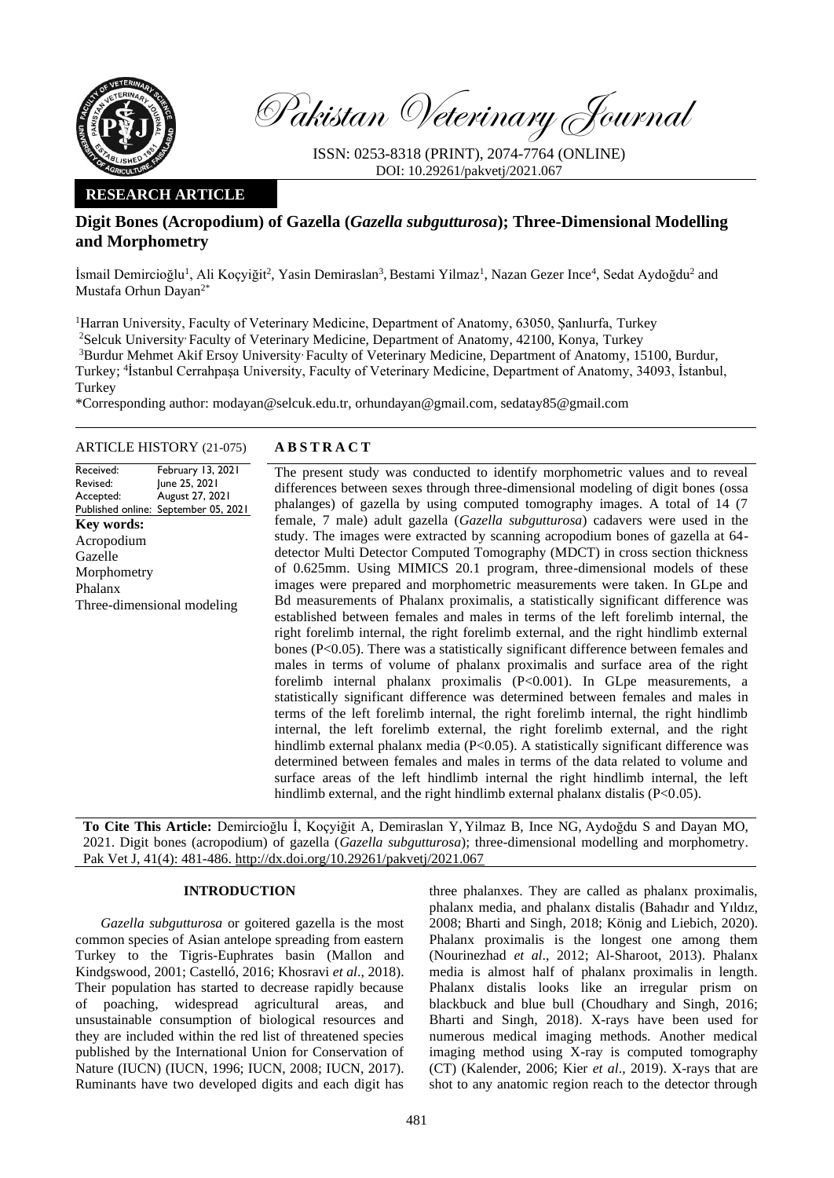Pakistan Veterinary Journal

ISSN: 0253-8318 (PRINT), 2074-7764 (ONLINE)
DOI: 10.29261/pakvetj/2021.067

**RESEARCH ARTICLE**

# Digit Bones (Acropodium) of Gazella (*Gazella subgutturosa*); Three-Dimensional Modelling and Morphometry

İsmail Demircioğlu[1], Ali Koçyiğit[2], Yasin Demiraslan[3], Bestami Yilmaz[1], Nazan Gezer Ince[4], Sedat Aydoğdu[2] and Mustafa Orhun Dayan[2*]

[1]Harran University, Faculty of Veterinary Medicine, Department of Anatomy, 63050, Şanlıurfa, Turkey
[2]Selcuk University, Faculty of Veterinary Medicine, Department of Anatomy, 42100, Konya, Turkey
[3]Burdur Mehmet Akif Ersoy University, Faculty of Veterinary Medicine, Department of Anatomy, 15100, Burdur, Turkey; [4]İstanbul Cerrahpaşa University, Faculty of Veterinary Medicine, Department of Anatomy, 34093, İstanbul, Turkey

*Corresponding author: modayan@selcuk.edu.tr, orhundayan@gmail.com, sedatay85@gmail.com

**ARTICLE HISTORY** (21-075)

Received: February 13, 2021
Revised: June 25, 2021
Accepted: August 27, 2021
Published online: September 05, 2021

**Key words:**
Acropodium
Gazelle
Morphometry
Phalanx
Three-dimensional modeling

## ABSTRACT

The present study was conducted to identify morphometric values and to reveal differences between sexes through three-dimensional modeling of digit bones (ossa phalanges) of gazella by using computed tomography images. A total of 14 (7 female, 7 male) adult gazella (*Gazella subgutturosa*) cadavers were used in the study. The images were extracted by scanning acropodium bones of gazella at 64-detector Multi Detector Computed Tomography (MDCT) in cross section thickness of 0.625mm. Using MIMICS 20.1 program, three-dimensional models of these images were prepared and morphometric measurements were taken. In GLpe and Bd measurements of Phalanx proximalis, a statistically significant difference was established between females and males in terms of the left forelimb internal, the right forelimb internal, the right forelimb external, and the right hindlimb external bones ($P<0.05$). There was a statistically significant difference between females and males in terms of volume of phalanx proximalis and surface area of the right forelimb internal phalanx proximalis ($P<0.001$). In GLpe measurements, a statistically significant difference was determined between females and males in terms of the left forelimb internal, the right forelimb internal, the right hindlimb internal, the left forelimb external, the right forelimb external, and the right hindlimb external phalanx media ($P<0.05$). A statistically significant difference was determined between females and males in terms of the data related to volume and surface areas of the left hindlimb internal the right hindlimb internal, the left hindlimb external, and the right hindlimb external phalanx distalis ($P<0.05$).

**To Cite This Article:** Demircioğlu İ, Koçyiğit A, Demiraslan Y, Yilmaz B, Ince NG, Aydoğdu S and Dayan MO, 2021. Digit bones (acropodium) of gazella (*Gazella subgutturosa*); three-dimensional modelling and morphometry. Pak Vet J, 41(4): 481-486. http://dx.doi.org/10.29261/pakvetj/2021.067

## INTRODUCTION

*Gazella subgutturosa* or goitered gazella is the most common species of Asian antelope spreading from eastern Turkey to the Tigris-Euphrates basin (Mallon and Kindgswood, 2001; Castelló, 2016; Khosravi *et al*., 2018). Their population has started to decrease rapidly because of poaching, widespread agricultural areas, and unsustainable consumption of biological resources and they are included within the red list of threatened species published by the International Union for Conservation of Nature (IUCN) (IUCN, 1996; IUCN, 2008; IUCN, 2017). Ruminants have two developed digits and each digit has three phalanxes. They are called as phalanx proximalis, phalanx media, and phalanx distalis (Bahadır and Yıldız, 2008; Bharti and Singh, 2018; König and Liebich, 2020). Phalanx proximalis is the longest one among them (Nourinezhad *et al*., 2012; Al-Sharoot, 2013). Phalanx media is almost half of phalanx proximalis in length. Phalanx distalis looks like an irregular prism on blackbuck and blue bull (Choudhary and Singh, 2016; Bharti and Singh, 2018). X-rays have been used for numerous medical imaging methods. Another medical imaging method using X-ray is computed tomography (CT) (Kalender, 2006; Kier *et al*., 2019). X-rays that are shot to any anatomic region reach to the detector through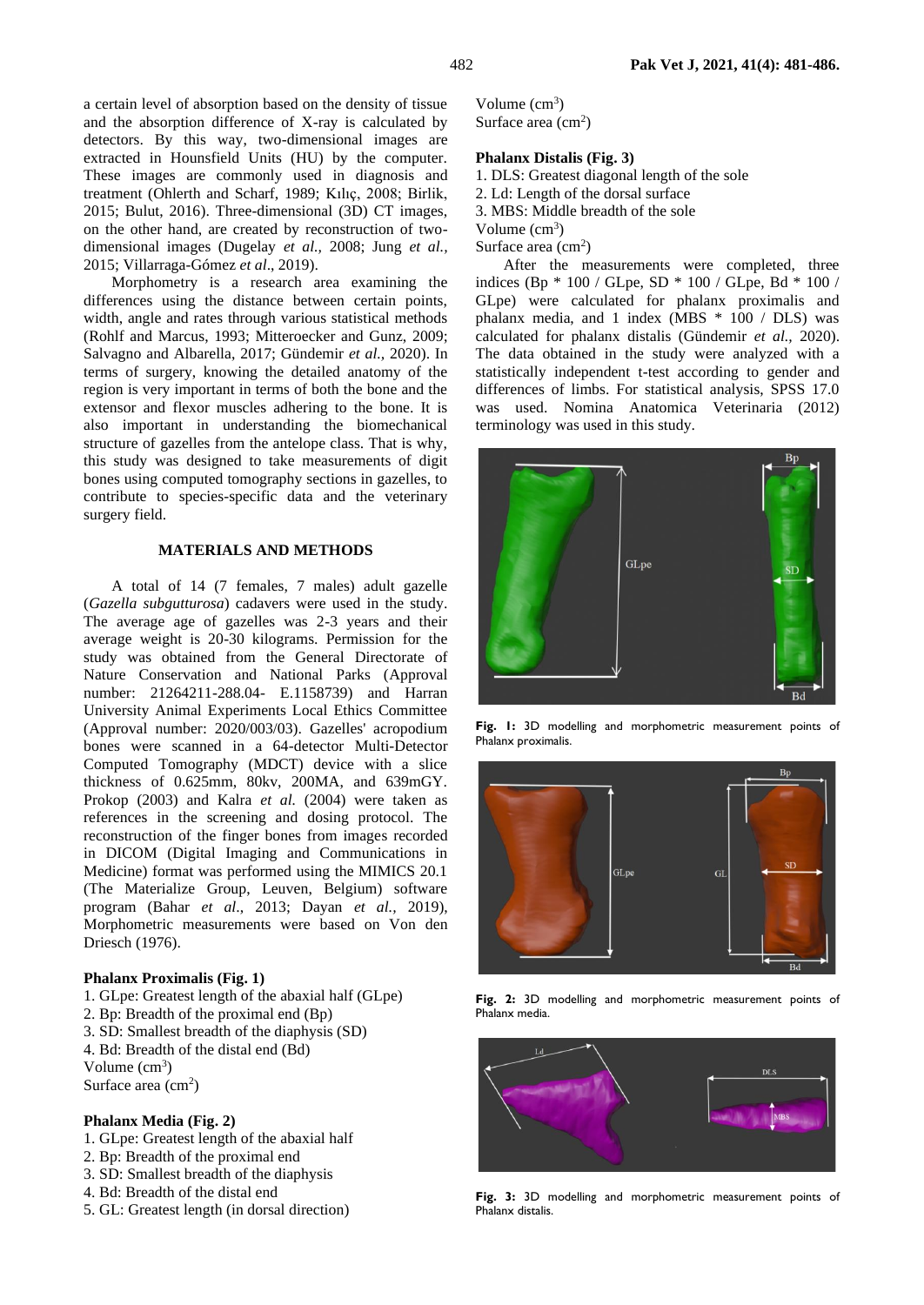a certain level of absorption based on the density of tissue and the absorption difference of X-ray is calculated by detectors. By this way, two-dimensional images are extracted in Hounsfield Units (HU) by the computer. These images are commonly used in diagnosis and treatment (Ohlerth and Scharf, 1989; Kılıç, 2008; Birlik, 2015; Bulut, 2016). Three-dimensional (3D) CT images, on the other hand, are created by reconstruction of two-dimensional images (Dugelay *et al.,* 2008; Jung *et al.,* 2015; Villarraga-Gómez *et al*., 2019).

Morphometry is a research area examining the differences using the distance between certain points, width, angle and rates through various statistical methods (Rohlf and Marcus, 1993; Mitteroecker and Gunz, 2009; Salvagno and Albarella, 2017; Gündemir *et al.,* 2020). In terms of surgery, knowing the detailed anatomy of the region is very important in terms of both the bone and the extensor and flexor muscles adhering to the bone. It is also important in understanding the biomechanical structure of gazelles from the antelope class. That is why, this study was designed to take measurements of digit bones using computed tomography sections in gazelles, to contribute to species-specific data and the veterinary surgery field.

## MATERIALS AND METHODS

A total of 14 (7 females, 7 males) adult gazelle (*Gazella subgutturosa*) cadavers were used in the study. The average age of gazelles was 2-3 years and their average weight is 20-30 kilograms. Permission for the study was obtained from the General Directorate of Nature Conservation and National Parks (Approval number: 21264211-288.04- E.1158739) and Harran University Animal Experiments Local Ethics Committee (Approval number: 2020/003/03). Gazelles' acropodium bones were scanned in a 64-detector Multi-Detector Computed Tomography (MDCT) device with a slice thickness of 0.625mm, 80kv, 200MA, and 639mGY. Prokop (2003) and Kalra *et al.* (2004) were taken as references in the screening and dosing protocol. The reconstruction of the finger bones from images recorded in DICOM (Digital Imaging and Communications in Medicine) format was performed using the MIMICS 20.1 (The Materialize Group, Leuven, Belgium) software program (Bahar *et al*., 2013; Dayan *et al.,* 2019), Morphometric measurements were based on Von den Driesch (1976).

**Phalanx Proximalis (Fig. 1)**

1. GLpe: Greatest length of the abaxial half (GLpe)
2. Bp: Breadth of the proximal end (Bp)
3. SD: Smallest breadth of the diaphysis (SD)
4. Bd: Breadth of the distal end (Bd)

Volume ($cm^3$)
Surface area ($cm^2$)

**Phalanx Media (Fig. 2)**

1. GLpe: Greatest length of the abaxial half
2. Bp: Breadth of the proximal end
3. SD: Smallest breadth of the diaphysis
4. Bd: Breadth of the distal end
5. GL: Greatest length (in dorsal direction)

Volume ($cm^3$)
Surface area ($cm^2$)

**Phalanx Distalis (Fig. 3)**

1. DLS: Greatest diagonal length of the sole
2. Ld: Length of the dorsal surface
3. MBS: Middle breadth of the sole

Volume ($cm^3$)
Surface area ($cm^2$)

After the measurements were completed, three indices (Bp * 100 / GLpe, SD * 100 / GLpe, Bd * 100 / GLpe) were calculated for phalanx proximalis and phalanx media, and 1 index (MBS * 100 / DLS) was calculated for phalanx distalis (Gündemir *et al.,* 2020). The data obtained in the study were analyzed with a statistically independent t-test according to gender and differences of limbs. For statistical analysis, SPSS 17.0 was used. Nomina Anatomica Veterinaria (2012) terminology was used in this study.

**Fig. 1:** 3D modelling and morphometric measurement points of Phalanx proximalis.

**Fig. 2:** 3D modelling and morphometric measurement points of Phalanx media.

**Fig. 3:** 3D modelling and morphometric measurement points of Phalanx distalis.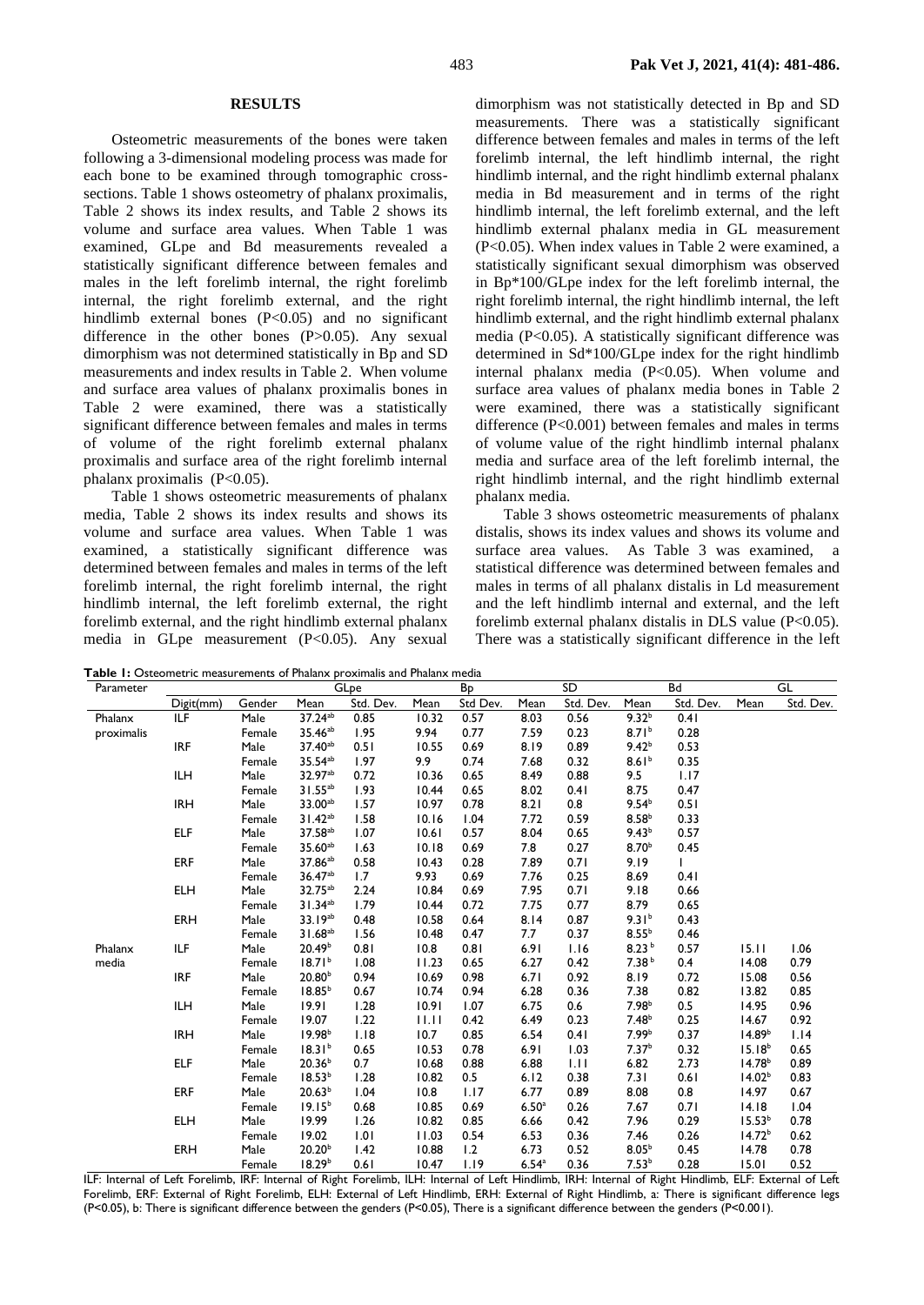## RESULTS

Osteometric measurements of the bones were taken following a 3-dimensional modeling process was made for each bone to be examined through tomographic cross-sections. Table 1 shows osteometry of phalanx proximalis, Table 2 shows its index results, and Table 2 shows its volume and surface area values. When Table 1 was examined, GLpe and Bd measurements revealed a statistically significant difference between females and males in the left forelimb internal, the right forelimb internal, the right forelimb external, and the right hindlimb external bones (P<0.05) and no significant difference in the other bones (P>0.05). Any sexual dimorphism was not determined statistically in Bp and SD measurements and index results in Table 2. When volume and surface area values of phalanx proximalis bones in Table 2 were examined, there was a statistically significant difference between females and males in terms of volume of the right forelimb external phalanx proximalis and surface area of the right forelimb internal phalanx proximalis (P<0.05).

Table 1 shows osteometric measurements of phalanx media, Table 2 shows its index results and shows its volume and surface area values. When Table 1 was examined, a statistically significant difference was determined between females and males in terms of the left forelimb internal, the right forelimb internal, the right hindlimb internal, the left forelimb external, the right forelimb external, and the right hindlimb external phalanx media in GLpe measurement (P<0.05). Any sexual dimorphism was not statistically detected in Bp and SD measurements. There was a statistically significant difference between females and males in terms of the left forelimb internal, the left hindlimb internal, the right hindlimb internal, and the right hindlimb external phalanx media in Bd measurement and in terms of the right hindlimb internal, the left forelimb external, and the left hindlimb external phalanx media in GL measurement (P<0.05). When index values in Table 2 were examined, a statistically significant sexual dimorphism was observed in Bp*100/GLpe index for the left forelimb internal, the right forelimb internal, the right hindlimb internal, the left hindlimb external, and the right hindlimb external phalanx media (P<0.05). A statistically significant difference was determined in Sd*100/GLpe index for the right hindlimb internal phalanx media (P<0.05). When volume and surface area values of phalanx media bones in Table 2 were examined, there was a statistically significant difference (P<0.001) between females and males in terms of volume value of the right hindlimb internal phalanx media and surface area of the left forelimb internal, the right hindlimb internal, and the right hindlimb external phalanx media.

Table 3 shows osteometric measurements of phalanx distalis, shows its index values and shows its volume and surface area values. As Table 3 was examined, a statistical difference was determined between females and males in terms of all phalanx distalis in Ld measurement and the left hindlimb internal and external, and the left forelimb external phalanx distalis in DLS value (P<0.05). There was a statistically significant difference in the left

**Table 1:** Osteometric measurements of Phalanx proximalis and Phalanx media

| Parameter | | | GLpe | | Bp | | SD | | Bd | | GL | |
|---|---|---|---|---|---|---|---|---|---|---|---|---|
| | Digit(mm) | Gender | Mean | Std. Dev. | Mean | Std Dev. | Mean | Std. Dev. | Mean | Std. Dev. | Mean | Std. Dev. |
| Phalanx proximalis | ILF | Male | 37.24[ab] | 0.85 | 10.32 | 0.57 | 8.03 | 0.56 | 9.32[b] | 0.41 | | |
| | | Female | 35.46[ab] | 1.95 | 9.94 | 0.77 | 7.59 | 0.23 | 8.71[b] | 0.28 | | |
| | IRF | Male | 37.40[ab] | 0.51 | 10.55 | 0.69 | 8.19 | 0.89 | 9.42[b] | 0.53 | | |
| | | Female | 35.54[ab] | 1.97 | 9.9 | 0.74 | 7.68 | 0.32 | 8.61[b] | 0.35 | | |
| | ILH | Male | 32.97[ab] | 0.72 | 10.36 | 0.65 | 8.49 | 0.88 | 9.5 | 1.17 | | |
| | | Female | 31.55[ab] | 1.93 | 10.44 | 0.65 | 8.02 | 0.41 | 8.75 | 0.47 | | |
| | IRH | Male | 33.00[ab] | 1.57 | 10.97 | 0.78 | 8.21 | 0.8 | 9.54[b] | 0.51 | | |
| | | Female | 31.42[ab] | 1.58 | 10.16 | 1.04 | 7.72 | 0.59 | 8.58[b] | 0.33 | | |
| | ELF | Male | 37.58[ab] | 1.07 | 10.61 | 0.57 | 8.04 | 0.65 | 9.43[b] | 0.57 | | |
| | | Female | 35.60[ab] | 1.63 | 10.18 | 0.69 | 7.8 | 0.27 | 8.70[b] | 0.45 | | |
| | ERF | Male | 37.86[ab] | 0.58 | 10.43 | 0.28 | 7.89 | 0.71 | 9.19 | 1 | | |
| | | Female | 36.47[ab] | 1.7 | 9.93 | 0.69 | 7.76 | 0.25 | 8.69 | 0.41 | | |
| | ELH | Male | 32.75[ab] | 2.24 | 10.84 | 0.69 | 7.95 | 0.71 | 9.18 | 0.66 | | |
| | | Female | 31.34[ab] | 1.79 | 10.44 | 0.72 | 7.75 | 0.77 | 8.79 | 0.65 | | |
| | ERH | Male | 33.19[ab] | 0.48 | 10.58 | 0.64 | 8.14 | 0.87 | 9.31[b] | 0.43 | | |
| | | Female | 31.68[ab] | 1.56 | 10.48 | 0.47 | 7.7 | 0.37 | 8.55[b] | 0.46 | | |
| Phalanx media | ILF | Male | 20.49[b] | 0.81 | 10.8 | 0.81 | 6.91 | 1.16 | 8.23[b] | 0.57 | 15.11 | 1.06 |
| | | Female | 18.71[b] | 1.08 | 11.23 | 0.65 | 6.27 | 0.42 | 7.38[b] | 0.4 | 14.08 | 0.79 |
| | IRF | Male | 20.80[b] | 0.94 | 10.69 | 0.98 | 6.71 | 0.92 | 8.19 | 0.72 | 15.08 | 0.56 |
| | | Female | 18.85[b] | 0.67 | 10.74 | 0.94 | 6.28 | 0.36 | 7.38 | 0.82 | 13.82 | 0.85 |
| | ILH | Male | 19.91 | 1.28 | 10.91 | 1.07 | 6.75 | 0.6 | 7.98[b] | 0.5 | 14.95 | 0.96 |
| | | Female | 19.07 | 1.22 | 11.11 | 0.42 | 6.49 | 0.23 | 7.48[b] | 0.25 | 14.67 | 0.92 |
| | IRH | Male | 19.98[b] | 1.18 | 10.7 | 0.85 | 6.54 | 0.41 | 7.99[b] | 0.37 | 14.89[b] | 1.14 |
| | | Female | 18.31[b] | 0.65 | 10.53 | 0.78 | 6.91 | 1.03 | 7.37[b] | 0.32 | 15.18[b] | 0.65 |
| | ELF | Male | 20.36[b] | 0.7 | 10.68 | 0.88 | 6.88 | 1.11 | 6.82 | 2.73 | 14.78[b] | 0.89 |
| | | Female | 18.53[b] | 1.28 | 10.82 | 0.5 | 6.12 | 0.38 | 7.31 | 0.61 | 14.02[b] | 0.83 |
| | ERF | Male | 20.63[b] | 1.04 | 10.8 | 1.17 | 6.77 | 0.89 | 8.08 | 0.8 | 14.97 | 0.67 |
| | | Female | 19.15[b] | 0.68 | 10.85 | 0.69 | 6.50[a] | 0.26 | 7.67 | 0.71 | 14.18 | 1.04 |
| | ELH | Male | 19.99 | 1.26 | 10.82 | 0.85 | 6.66 | 0.42 | 7.96 | 0.29 | 15.53[b] | 0.78 |
| | | Female | 19.02 | 1.01 | 11.03 | 0.54 | 6.53 | 0.36 | 7.46 | 0.26 | 14.72[b] | 0.62 |
| | ERH | Male | 20.20[b] | 1.42 | 10.88 | 1.2 | 6.73 | 0.52 | 8.05[b] | 0.45 | 14.78 | 0.78 |
| | | Female | 18.29[b] | 0.61 | 10.47 | 1.19 | 6.54[a] | 0.36 | 7.53[b] | 0.28 | 15.01 | 0.52 |

ILF: Internal of Left Forelimb, IRF: Internal of Right Forelimb, ILH: Internal of Left Hindlimb, IRH: Internal of Right Hindlimb, ELF: External of Left Forelimb, ERF: External of Right Forelimb, ELH: External of Left Hindlimb, ERH: External of Right Hindlimb, a: There is significant difference legs (P<0.05), b: There is significant difference between the genders (P<0.05), There is a significant difference between the genders (P<0.001).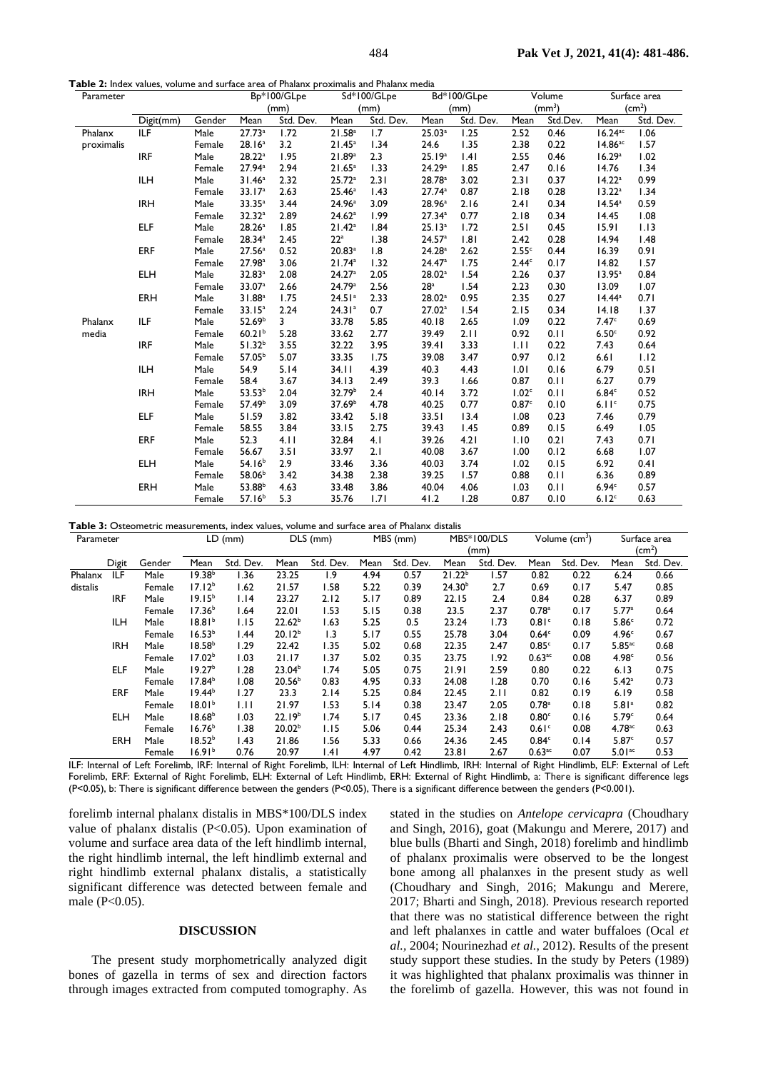**Table 2:** Index values, volume and surface area of Phalanx proximalis and Phalanx media

| Parameter | | | Bp*100/GLpe (mm) | | Sd*100/GLpe (mm) | | Bd*100/GLpe (mm) | | Volume ($mm^3$) | | Surface area ($cm^2$) | |
|---|---|---|---|---|---|---|---|---|---|---|---|---|
| | Digit(mm) | Gender | Mean | Std. Dev. | Mean | Std. Dev. | Mean | Std. Dev. | Mean | Std.Dev. | Mean | Std. Dev. |
| Phalanx proximalis | ILF | Male | 27.73[a] | 1.72 | 21.58[a] | 1.7 | 25.03[a] | 1.25 | 2.52 | 0.46 | 16.24[ac] | 1.06 |
| | | Female | 28.16[a] | 3.2 | 21.45[a] | 1.34 | 24.6 | 1.35 | 2.38 | 0.22 | 14.86[ac] | 1.57 |
| | IRF | Male | 28.22[a] | 1.95 | 21.89[a] | 2.3 | 25.19[a] | 1.41 | 2.55 | 0.46 | 16.29[a] | 1.02 |
| | | Female | 27.94[a] | 2.94 | 21.65[a] | 1.33 | 24.29[a] | 1.85 | 2.47 | 0.16 | 14.76 | 1.34 |
| | ILH | Male | 31.46[a] | 2.32 | 25.72[a] | 2.31 | 28.78[a] | 3.02 | 2.31 | 0.37 | 14.22[a] | 0.99 |
| | | Female | 33.17[a] | 2.63 | 25.46[a] | 1.43 | 27.74[a] | 0.87 | 2.18 | 0.28 | 13.22[a] | 1.34 |
| | IRH | Male | 33.35[a] | 3.44 | 24.96[a] | 3.09 | 28.96[a] | 2.16 | 2.41 | 0.34 | 14.54[a] | 0.59 |
| | | Female | 32.32[a] | 2.89 | 24.62[a] | 1.99 | 27.34[a] | 0.77 | 2.18 | 0.34 | 14.45 | 1.08 |
| | ELF | Male | 28.26[a] | 1.85 | 21.42[a] | 1.84 | 25.13[a] | 1.72 | 2.51 | 0.45 | 15.91 | 1.13 |
| | | Female | 28.34[a] | 2.45 | 22[a] | 1.38 | 24.57[a] | 1.81 | 2.42 | 0.28 | 14.94 | 1.48 |
| | ERF | Male | 27.56[a] | 0.52 | 20.83[a] | 1.8 | 24.28[a] | 2.62 | 2.55[c] | 0.44 | 16.39 | 0.91 |
| | | Female | 27.98[a] | 3.06 | 21.74[a] | 1.32 | 24.47[a] | 1.75 | 2.44[c] | 0.17 | 14.82 | 1.57 |
| | ELH | Male | 32.83[a] | 2.08 | 24.27[a] | 2.05 | 28.02[a] | 1.54 | 2.26 | 0.37 | 13.95[a] | 0.84 |
| | | Female | 33.07[a] | 2.66 | 24.79[a] | 2.56 | 28[a] | 1.54 | 2.23 | 0.30 | 13.09 | 1.07 |
| | ERH | Male | 31.88[a] | 1.75 | 24.51[a] | 2.33 | 28.02[a] | 0.95 | 2.35 | 0.27 | 14.44[a] | 0.71 |
| | | Female | 33.15[a] | 2.24 | 24.31[a] | 0.7 | 27.02[a] | 1.54 | 2.15 | 0.34 | 14.18 | 1.37 |
| Phalanx media | ILF | Male | 52.69[b] | 3 | 33.78 | 5.85 | 40.18 | 2.65 | 1.09 | 0.22 | 7.47[c] | 0.69 |
| | | Female | 60.21[b] | 5.28 | 33.62 | 2.77 | 39.49 | 2.11 | 0.92 | 0.11 | 6.50[c] | 0.92 |
| | IRF | Male | 51.32[b] | 3.55 | 32.22 | 3.95 | 39.41 | 3.33 | 1.11 | 0.22 | 7.43 | 0.64 |
| | | Female | 57.05[b] | 5.07 | 33.35 | 1.75 | 39.08 | 3.47 | 0.97 | 0.12 | 6.61 | 1.12 |
| | ILH | Male | 54.9 | 5.14 | 34.11 | 4.39 | 40.3 | 4.43 | 1.01 | 0.16 | 6.79 | 0.51 |
| | | Female | 58.4 | 3.67 | 34.13 | 2.49 | 39.3 | 1.66 | 0.87 | 0.11 | 6.27 | 0.79 |
| | IRH | Male | 53.53[b] | 2.04 | 32.79[b] | 2.4 | 40.14 | 3.72 | 1.02[c] | 0.11 | 6.84[c] | 0.52 |
| | | Female | 57.49[b] | 3.09 | 37.69[b] | 4.78 | 40.25 | 0.77 | 0.87[c] | 0.10 | 6.11[c] | 0.75 |
| | ELF | Male | 51.59 | 3.82 | 33.42 | 5.18 | 33.51 | 13.4 | 1.08 | 0.23 | 7.46 | 0.79 |
| | | Female | 58.55 | 3.84 | 33.15 | 2.75 | 39.43 | 1.45 | 0.89 | 0.15 | 6.49 | 1.05 |
| | ERF | Male | 52.3 | 4.11 | 32.84 | 4.1 | 39.26 | 4.21 | 1.10 | 0.21 | 7.43 | 0.71 |
| | | Female | 56.67 | 3.51 | 33.97 | 2.1 | 40.08 | 3.67 | 1.00 | 0.12 | 6.68 | 1.07 |
| | ELH | Male | 54.16[b] | 2.9 | 33.46 | 3.36 | 40.03 | 3.74 | 1.02 | 0.15 | 6.92 | 0.41 |
| | | Female | 58.06[b] | 3.42 | 34.38 | 2.38 | 39.25 | 1.57 | 0.88 | 0.11 | 6.36 | 0.89 |
| | ERH | Male | 53.88[b] | 4.63 | 33.48 | 3.86 | 40.04 | 4.06 | 1.03 | 0.11 | 6.94[c] | 0.57 |
| | | Female | 57.16[b] | 5.3 | 35.76 | 1.71 | 41.2 | 1.28 | 0.87 | 0.10 | 6.12[c] | 0.63 |

**Table 3:** Osteometric measurements, index values, volume and surface area of Phalanx distalis

| Parameter | | | LD (mm) | | DLS (mm) | | MBS (mm) | | MBS*100/DLS (mm) | | Volume ($cm^3$) | | Surface area ($cm^2$) | |
|---|---|---|---|---|---|---|---|---|---|---|---|---|---|---|
| | Digit | Gender | Mean | Std. Dev. | Mean | Std. Dev. | Mean | Std. Dev. | Mean | Std. Dev. | Mean | Std. Dev. | Mean | Std. Dev. |
| Phalanx distalis | ILF | Male | 19.38[b] | 1.36 | 23.25 | 1.9 | 4.94 | 0.57 | 21.22[b] | 1.57 | 0.82 | 0.22 | 6.24 | 0.66 |
| | | Female | 17.12[b] | 1.62 | 21.57 | 1.58 | 5.22 | 0.39 | 24.30[b] | 2.7 | 0.69 | 0.17 | 5.47 | 0.85 |
| | IRF | Male | 19.15[b] | 1.14 | 23.27 | 2.12 | 5.17 | 0.89 | 22.15 | 2.4 | 0.84 | 0.28 | 6.37 | 0.89 |
| | | Female | 17.36[b] | 1.64 | 22.01 | 1.53 | 5.15 | 0.38 | 23.5 | 2.37 | 0.78[a] | 0.17 | 5.77[a] | 0.64 |
| | ILH | Male | 18.81[b] | 1.15 | 22.62[b] | 1.63 | 5.25 | 0.5 | 23.24 | 1.73 | 0.81[c] | 0.18 | 5.86[c] | 0.72 |
| | | Female | 16.53[b] | 1.44 | 20.12[b] | 1.3 | 5.17 | 0.55 | 25.78 | 3.04 | 0.64[c] | 0.09 | 4.96[c] | 0.67 |
| | IRH | Male | 18.58[b] | 1.29 | 22.42 | 1.35 | 5.02 | 0.68 | 22.35 | 2.47 | 0.85[c] | 0.17 | 5.85[ac] | 0.68 |
| | | Female | 17.02[b] | 1.03 | 21.17 | 1.37 | 5.02 | 0.35 | 23.75 | 1.92 | 0.63[ac] | 0.08 | 4.98[c] | 0.56 |
| | ELF | Male | 19.27[b] | 1.28 | 23.04[b] | 1.74 | 5.05 | 0.75 | 21.91 | 2.59 | 0.80 | 0.22 | 6.13 | 0.75 |
| | | Female | 17.84[b] | 1.08 | 20.56[b] | 0.83 | 4.95 | 0.33 | 24.08 | 1.28 | 0.70 | 0.16 | 5.42[a] | 0.73 |
| | ERF | Male | 19.44[b] | 1.27 | 23.3 | 2.14 | 5.25 | 0.84 | 22.45 | 2.11 | 0.82 | 0.19 | 6.19 | 0.58 |
| | | Female | 18.01[b] | 1.11 | 21.97 | 1.53 | 5.14 | 0.38 | 23.47 | 2.05 | 0.78[a] | 0.18 | 5.81[a] | 0.82 |
| | ELH | Male | 18.68[b] | 1.03 | 22.19[b] | 1.74 | 5.17 | 0.45 | 23.36 | 2.18 | 0.80[c] | 0.16 | 5.79[c] | 0.64 |
| | | Female | 16.76[b] | 1.38 | 20.02[b] | 1.15 | 5.06 | 0.44 | 25.34 | 2.43 | 0.61[c] | 0.08 | 4.78[ac] | 0.63 |
| | ERH | Male | 18.52[b] | 1.43 | 21.86 | 1.56 | 5.33 | 0.66 | 24.36 | 2.45 | 0.84[c] | 0.14 | 5.87[c] | 0.57 |
| | | Female | 16.91[b] | 0.76 | 20.97 | 1.41 | 4.97 | 0.42 | 23.81 | 2.67 | 0.63[ac] | 0.07 | 5.01[ac] | 0.53 |

ILF: Internal of Left Forelimb, IRF: Internal of Right Forelimb, ILH: Internal of Left Hindlimb, IRH: Internal of Right Hindlimb, ELF: External of Left Forelimb, ERF: External of Right Forelimb, ELH: External of Left Hindlimb, ERH: External of Right Hindlimb, a: There is significant difference legs ($P<0.05$), b: There is significant difference between the genders ($P<0.05$), There is a significant difference between the genders ($P<0.001$).

forelimb internal phalanx distalis in MBS*100/DLS index value of phalanx distalis ($P<0.05$). Upon examination of volume and surface area data of the left hindlimb internal, the right hindlimb internal, the left hindlimb external and right hindlimb external phalanx distalis, a statistically significant difference was detected between female and male ($P<0.05$).

## DISCUSSION

The present study morphometrically analyzed digit bones of gazella in terms of sex and direction factors through images extracted from computed tomography. As stated in the studies on *Antelope cervicapra* (Choudhary and Singh, 2016), goat (Makungu and Merere, 2017) and blue bulls (Bharti and Singh, 2018) forelimb and hindlimb of phalanx proximalis were observed to be the longest bone among all phalanxes in the present study as well (Choudhary and Singh, 2016; Makungu and Merere, 2017; Bharti and Singh, 2018). Previous research reported that there was no statistical difference between the right and left phalanxes in cattle and water buffaloes (Ocal *et al.*, 2004; Nourinezhad *et al.*, 2012). Results of the present study support these studies. In the study by Peters (1989) it was highlighted that phalanx proximalis was thinner in the forelimb of gazella. However, this was not found in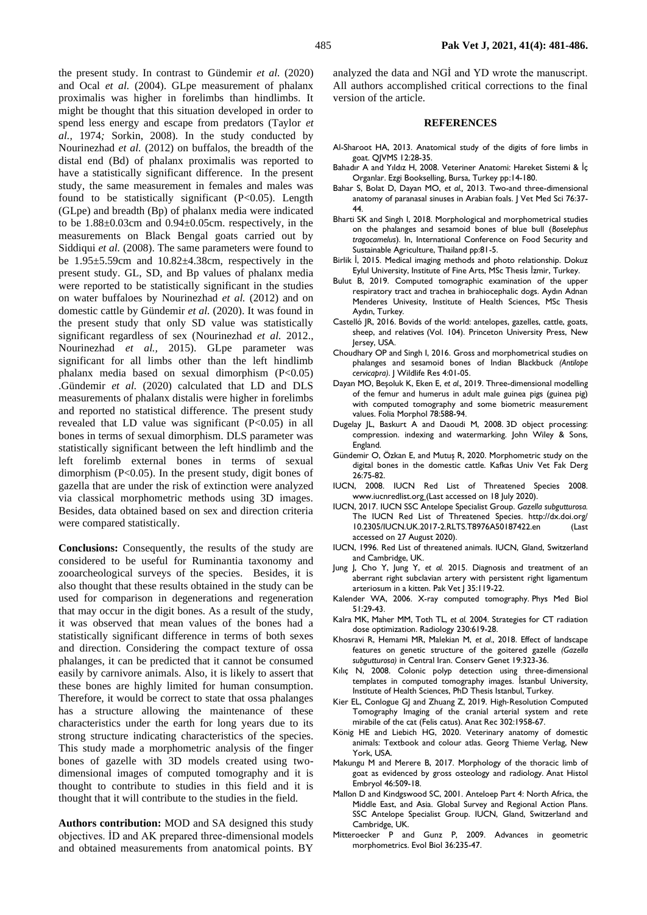the present study. In contrast to Gündemir *et al.* (2020) and Ocal *et al.* (2004). GLpe measurement of phalanx proximalis was higher in forelimbs than hindlimbs. It might be thought that this situation developed in order to spend less energy and escape from predators (Taylor *et al.,* 1974*;* Sorkin, 2008). In the study conducted by Nourinezhad *et al.* (2012) on buffalos, the breadth of the distal end (Bd) of phalanx proximalis was reported to have a statistically significant difference. In the present study, the same measurement in females and males was found to be statistically significant ($P<0.05$). Length (GLpe) and breadth (Bp) of phalanx media were indicated to be 1.88±0.03cm and 0.94±0.05cm. respectively, in the measurements on Black Bengal goats carried out by Siddiqui *et al.* (2008). The same parameters were found to be 1.95±5.59cm and 10.82±4.38cm, respectively in the present study. GL, SD, and Bp values of phalanx media were reported to be statistically significant in the studies on water buffaloes by Nourinezhad *et al.* (2012) and on domestic cattle by Gündemir *et al.* (2020). It was found in the present study that only SD value was statistically significant regardless of sex (Nourinezhad *et al.* 2012., Nourinezhad *et al.,* 2015). GLpe parameter was significant for all limbs other than the left hindlimb phalanx media based on sexual dimorphism ($P<0.05$) .Gündemir *et al.* (2020) calculated that LD and DLS measurements of phalanx distalis were higher in forelimbs and reported no statistical difference. The present study revealed that LD value was significant ($P<0.05$) in all bones in terms of sexual dimorphism. DLS parameter was statistically significant between the left hindlimb and the left forelimb external bones in terms of sexual dimorphism ($P<0.05$). In the present study, digit bones of gazella that are under the risk of extinction were analyzed via classical morphometric methods using 3D images. Besides, data obtained based on sex and direction criteria were compared statistically.

**Conclusions:** Consequently, the results of the study are considered to be useful for Ruminantia taxonomy and zooarcheological surveys of the species. Besides, it is also thought that these results obtained in the study can be used for comparison in degenerations and regeneration that may occur in the digit bones. As a result of the study, it was observed that mean values of the bones had a statistically significant difference in terms of both sexes and direction. Considering the compact texture of ossa phalanges, it can be predicted that it cannot be consumed easily by carnivore animals. Also, it is likely to assert that these bones are highly limited for human consumption. Therefore, it would be correct to state that ossa phalanges has a structure allowing the maintenance of these characteristics under the earth for long years due to its strong structure indicating characteristics of the species. This study made a morphometric analysis of the finger bones of gazelle with 3D models created using two-dimensional images of computed tomography and it is thought to contribute to studies in this field and it is thought that it will contribute to the studies in the field.

**Authors contribution:** MOD and SA designed this study objectives. İD and AK prepared three-dimensional models and obtained measurements from anatomical points. BY analyzed the data and NGİ and YD wrote the manuscript. All authors accomplished critical corrections to the final version of the article.

## REFERENCES

Al-Sharoot HA, 2013. Anatomical study of the digits of fore limbs in goat. QJVMS 12:28-35.

Bahadır A and Yıldız H, 2008. Veteriner Anatomi: Hareket Sistemi & İç Organlar. Ezgi Bookselling, Bursa, Turkey pp:14-180.

Bahar S, Bolat D, Dayan MO, *et al.,* 2013. Two-and three-dimensional anatomy of paranasal sinuses in Arabian foals. J Vet Med Sci 76:37-44.

Bharti SK and Singh I, 2018. Morphological and morphometrical studies on the phalanges and sesamoid bones of blue bull (*Boselephus tragocamelus*). In, International Conference on Food Security and Sustainable Agriculture, Thailand pp:81-5.

Birlik İ, 2015. Medical imaging methods and photo relationship. Dokuz Eylul University, Institute of Fine Arts, MSc Thesis İzmir, Turkey.

Bulut B, 2019. Computed tomographic examination of the upper respiratory tract and trachea in brahiocephalic dogs. Aydın Adnan Menderes Univesity, Institute of Health Sciences, MSc Thesis Aydın, Turkey.

Castelló JR, 2016. Bovids of the world: antelopes, gazelles, cattle, goats, sheep, and relatives (Vol. 104). Princeton University Press, New Jersey, USA.

Choudhary OP and Singh I, 2016. Gross and morphometrical studies on phalanges and sesamoid bones of Indian Blackbuck *(Antilope cervicapra)*. J Wildlife Res 4:01-05.

Dayan MO, Beşoluk K, Eken E, *et al.,* 2019. Three-dimensional modelling of the femur and humerus in adult male guinea pigs (guinea pig) with computed tomography and some biometric measurement values. Folia Morphol 78:588-94.

Dugelay JL, Baskurt A and Daoudi M, 2008. 3D object processing: compression. indexing and watermarking. John Wiley & Sons, England.

Gündemir O, Özkan E, and Mutuş R, 2020. Morphometric study on the digital bones in the domestic cattle. Kafkas Univ Vet Fak Derg 26:75-82.

IUCN, 2008. IUCN Red List of Threatened Species 2008. www.iucnredlist.org (Last accessed on 18 July 2020).

IUCN, 2017. IUCN SSC Antelope Specialist Group. *Gazella subgutturosa.* The IUCN Red List of Threatened Species. http://dx.doi.org/10.2305/IUCN.UK.2017-2.RLTS.T8976A50187422.en (Last accessed on 27 August 2020).

IUCN, 1996. Red List of threatened animals. IUCN, Gland, Switzerland and Cambridge, UK.

Jung J, Cho Y, Jung Y, *et al.* 2015. Diagnosis and treatment of an aberrant right subclavian artery with persistent right ligamentum arteriosum in a kitten. Pak Vet J 35:119-22.

Kalender WA, 2006. X-ray computed tomography. Phys Med Biol 51:29-43.

Kalra MK, Maher MM, Toth TL, *et al.* 2004. Strategies for CT radiation dose optimization. Radiology 230:619-28.

Khosravi R, Hemami MR, Malekian M, *et al.,* 2018. Effect of landscape features on genetic structure of the goitered gazelle *(Gazella subgutturosa)* in Central Iran. Conserv Genet 19:323-36.

Kılıç N, 2008. Colonic polyp detection using three-dimensional templates in computed tomography images. İstanbul University, Institute of Health Sciences, PhD Thesis Istanbul, Turkey.

Kier EL, Conlogue GJ and Zhuang Z, 2019. High‐Resolution Computed Tomography Imaging of the cranial arterial system and rete mirabile of the cat (Felis catus). Anat Rec 302:1958-67.

König HE and Liebich HG, 2020. Veterinary anatomy of domestic animals: Textbook and colour atlas. Georg Thieme Verlag, New York, USA.

Makungu M and Merere B, 2017. Morphology of the thoracic limb of goat as evidenced by gross osteology and radiology. Anat Histol Embryol 46:509-18.

Mallon D and Kindgswood SC, 2001. Anteloep Part 4: North Africa, the Middle East, and Asia. Global Survey and Regional Action Plans. SSC Antelope Specialist Group. IUCN, Gland, Switzerland and Cambridge, UK.

Mitteroecker P and Gunz P, 2009. Advances in geometric morphometrics. Evol Biol 36:235-47.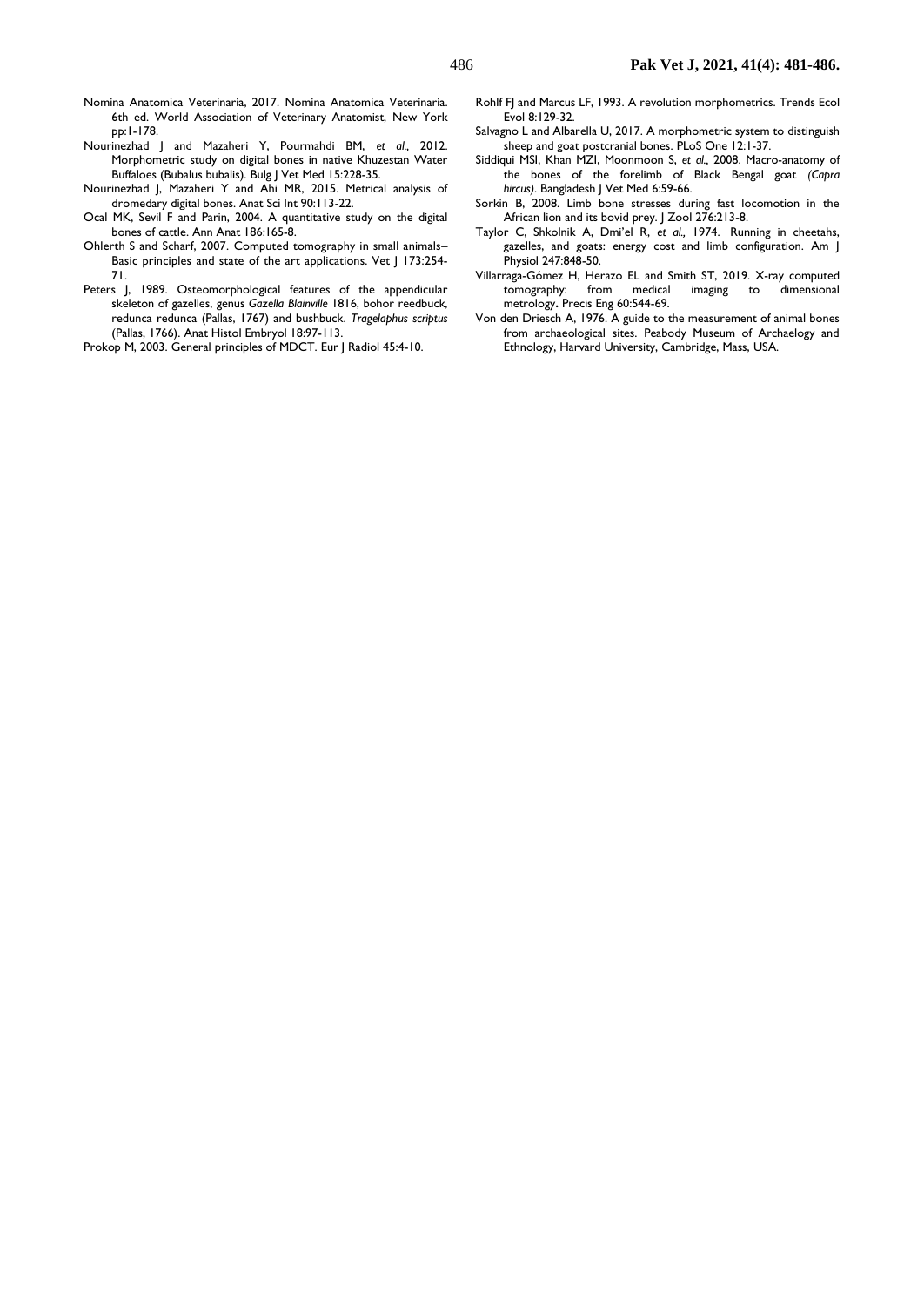Nomina Anatomica Veterinaria, 2017. Nomina Anatomica Veterinaria. 6th ed. World Association of Veterinary Anatomist, New York pp:1-178.

Nourinezhad J and Mazaheri Y, Pourmahdi BM, *et al.,* 2012. Morphometric study on digital bones in native Khuzestan Water Buffaloes (Bubalus bubalis). Bulg J Vet Med 15:228-35.

Nourinezhad J, Mazaheri Y and Ahi MR, 2015. Metrical analysis of dromedary digital bones. Anat Sci Int 90:113-22.

Ocal MK, Sevil F and Parin, 2004. A quantitative study on the digital bones of cattle. Ann Anat 186:165-8.

Ohlerth S and Scharf, 2007. Computed tomography in small animals–Basic principles and state of the art applications. Vet J 173:254-71.

Peters J, 1989. Osteomorphological features of the appendicular skeleton of gazelles, genus *Gazella Blainville* 1816, bohor reedbuck, redunca redunca (Pallas, 1767) and bushbuck. *Tragelaphus scriptus* (Pallas, 1766). Anat Histol Embryol 18:97-113.

Prokop M, 2003. General principles of MDCT. Eur J Radiol 45:4-10.

Rohlf FJ and Marcus LF, 1993. A revolution morphometrics. Trends Ecol Evol 8:129-32.

Salvagno L and Albarella U, 2017. A morphometric system to distinguish sheep and goat postcranial bones. PLoS One 12:1-37.

Siddiqui MSI, Khan MZI, Moonmoon S, *et al.,* 2008. Macro-anatomy of the bones of the forelimb of Black Bengal goat *(Capra hircus)*. Bangladesh J Vet Med 6:59-66.

Sorkin B, 2008. Limb bone stresses during fast locomotion in the African lion and its bovid prey. J Zool 276:213-8.

Taylor C, Shkolnik A, Dmi'el R, *et al.,* 1974. Running in cheetahs, gazelles, and goats: energy cost and limb configuration. Am J Physiol 247:848-50.

Villarraga-Gómez H, Herazo EL and Smith ST, 2019. X-ray computed tomography: from medical imaging to dimensional metrology**.** Precis Eng 60:544-69.

Von den Driesch A, 1976. A guide to the measurement of animal bones from archaeological sites. Peabody Museum of Archaelogy and Ethnology, Harvard University, Cambridge, Mass, USA.